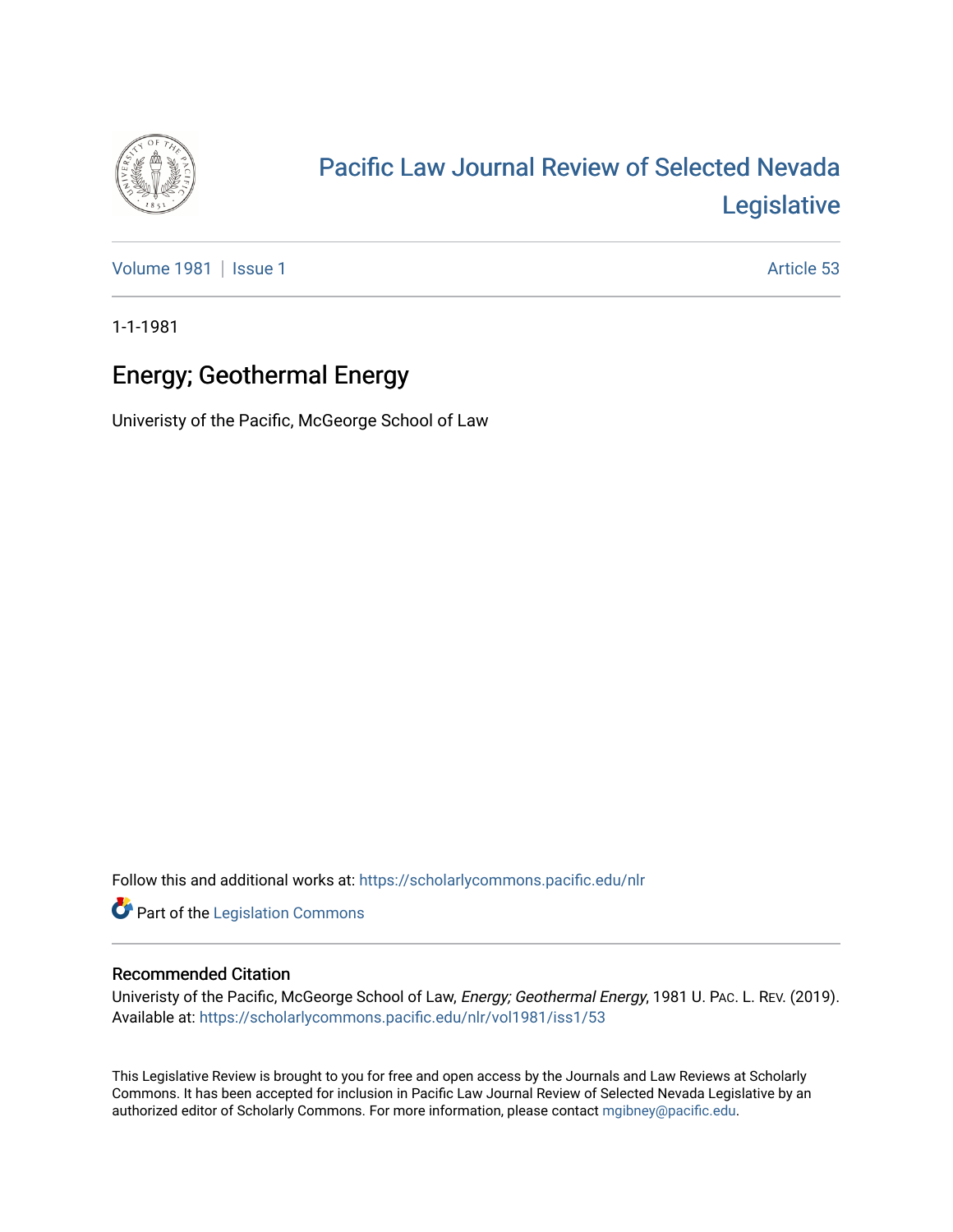# Pacific Law Journal Review of Selected Nevada Legislative

Volume 1981 | Issue 1 Article 53

1-1-1981

## Energy; Geothermal Energy

Univeristy of the Pacific, McGeorge School of Law

Follow this and additional works at: https://scholarlycommons.pacific.edu/nlr

Part of the Legislation Commons

### Recommended Citation

Univeristy of the Pacific, McGeorge School of Law, *Energy; Geothermal Energy*, 1981 U. PAC. L. REV. (2019).
Available at: https://scholarlycommons.pacific.edu/nlr/vol1981/iss1/53

This Legislative Review is brought to you for free and open access by the Journals and Law Reviews at Scholarly Commons. It has been accepted for inclusion in Pacific Law Journal Review of Selected Nevada Legislative by an authorized editor of Scholarly Commons. For more information, please contact mgibney@pacific.edu.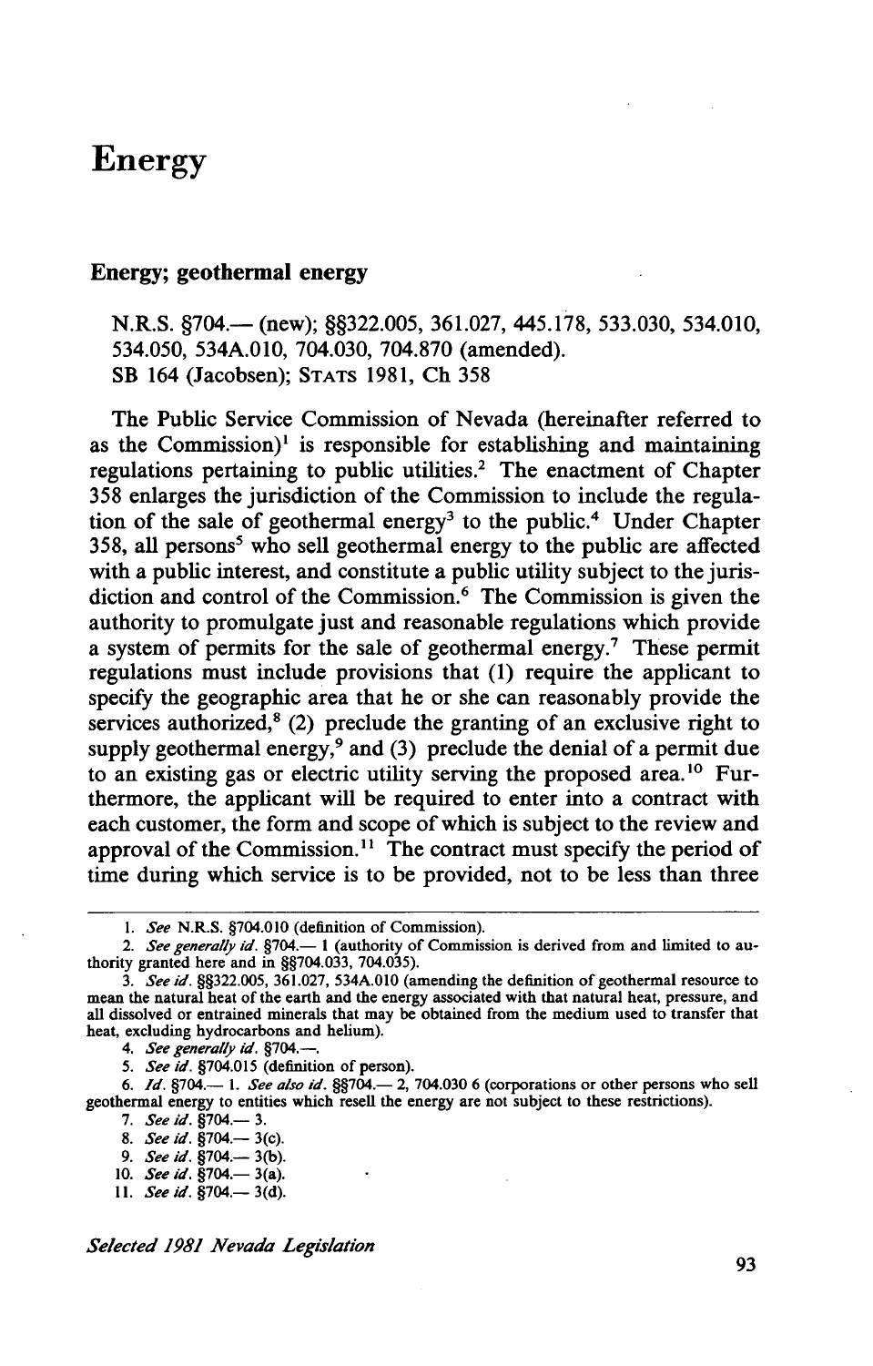# Energy

## Energy; geothermal energy

N.R.S. §704.— (new); §§322.005, 361.027, 445.178, 533.030, 534.010, 534.050, 534A.010, 704.030, 704.870 (amended).
SB 164 (Jacobsen); STATS 1981, Ch 358

The Public Service Commission of Nevada (hereinafter referred to as the Commission)[1] is responsible for establishing and maintaining regulations pertaining to public utilities.[2] The enactment of Chapter 358 enlarges the jurisdiction of the Commission to include the regulation of the sale of geothermal energy[3] to the public.[4] Under Chapter 358, all persons[5] who sell geothermal energy to the public are affected with a public interest, and constitute a public utility subject to the jurisdiction and control of the Commission.[6] The Commission is given the authority to promulgate just and reasonable regulations which provide a system of permits for the sale of geothermal energy.[7] These permit regulations must include provisions that (1) require the applicant to specify the geographic area that he or she can reasonably provide the services authorized,[8] (2) preclude the granting of an exclusive right to supply geothermal energy,[9] and (3) preclude the denial of a permit due to an existing gas or electric utility serving the proposed area.[10] Furthermore, the applicant will be required to enter into a contract with each customer, the form and scope of which is subject to the review and approval of the Commission.[11] The contract must specify the period of time during which service is to be provided, not to be less than three

---

1. *See* N.R.S. §704.010 (definition of Commission).
2. *See generally id.* §704.— 1 (authority of Commission is derived from and limited to authority granted here and in §§704.033, 704.035).
3. *See id.* §§322.005, 361.027, 534A.010 (amending the definition of geothermal resource to mean the natural heat of the earth and the energy associated with that natural heat, pressure, and all dissolved or entrained minerals that may be obtained from the medium used to transfer that heat, excluding hydrocarbons and helium).
4. *See generally id.* §704.—.
5. *See id.* §704.015 (definition of person).
6. *Id.* §704.— 1. *See also id.* §§704.— 2, 704.030 6 (corporations or other persons who sell geothermal energy to entities which resell the energy are not subject to these restrictions).
7. *See id.* §704.— 3.
8. *See id.* §704.— 3(c).
9. *See id.* §704.— 3(b).
10. *See id.* §704.— 3(a).
11. *See id.* §704.— 3(d).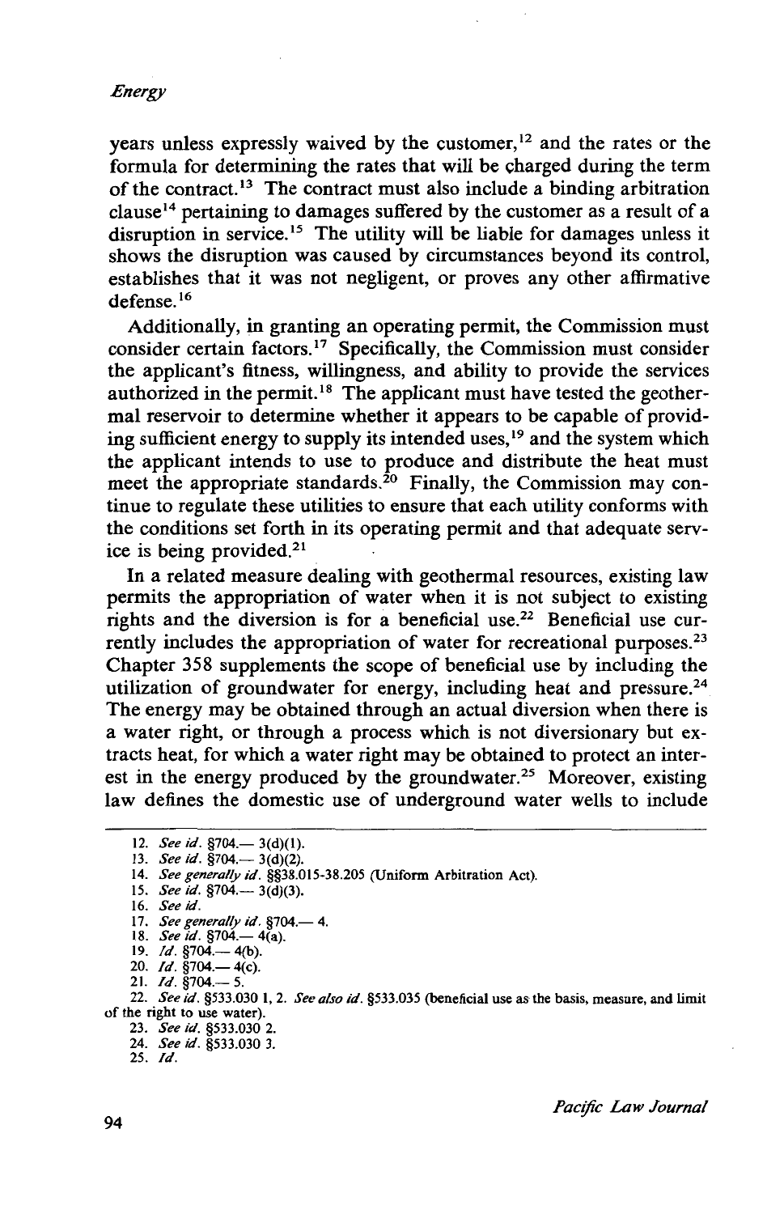years unless expressly waived by the customer,[12] and the rates or the formula for determining the rates that will be charged during the term of the contract.[13] The contract must also include a binding arbitration clause[14] pertaining to damages suffered by the customer as a result of a disruption in service.[15] The utility will be liable for damages unless it shows the disruption was caused by circumstances beyond its control, establishes that it was not negligent, or proves any other affirmative defense.[16]

Additionally, in granting an operating permit, the Commission must consider certain factors.[17] Specifically, the Commission must consider the applicant's fitness, willingness, and ability to provide the services authorized in the permit.[18] The applicant must have tested the geothermal reservoir to determine whether it appears to be capable of providing sufficient energy to supply its intended uses,[19] and the system which the applicant intends to use to produce and distribute the heat must meet the appropriate standards.[20] Finally, the Commission may continue to regulate these utilities to ensure that each utility conforms with the conditions set forth in its operating permit and that adequate service is being provided.[21]

In a related measure dealing with geothermal resources, existing law permits the appropriation of water when it is not subject to existing rights and the diversion is for a beneficial use.[22] Beneficial use currently includes the appropriation of water for recreational purposes.[23] Chapter 358 supplements the scope of beneficial use by including the utilization of groundwater for energy, including heat and pressure.[24] The energy may be obtained through an actual diversion when there is a water right, or through a process which is not diversionary but extracts heat, for which a water right may be obtained to protect an interest in the energy produced by the groundwater.[25] Moreover, existing law defines the domestic use of underground water wells to include

---

12. *See id.* §704.— 3(d)(1).
13. *See id.* §704.— 3(d)(2).
14. *See generally id.* §§38.015-38.205 (Uniform Arbitration Act).
15. *See id.* §704.— 3(d)(3).
16. *See id.*
17. *See generally id.* §704.— 4.
18. *See id.* §704.— 4(a).
19. *Id.* §704.— 4(b).
20. *Id.* §704.— 4(c).
21. *Id.* §704.— 5.
22. *See id.* §533.030 1, 2. *See also id.* §533.035 (beneficial use as the basis, measure, and limit of the right to use water).
23. *See id.* §533.030 2.
24. *See id.* §533.030 3.
25. *Id.*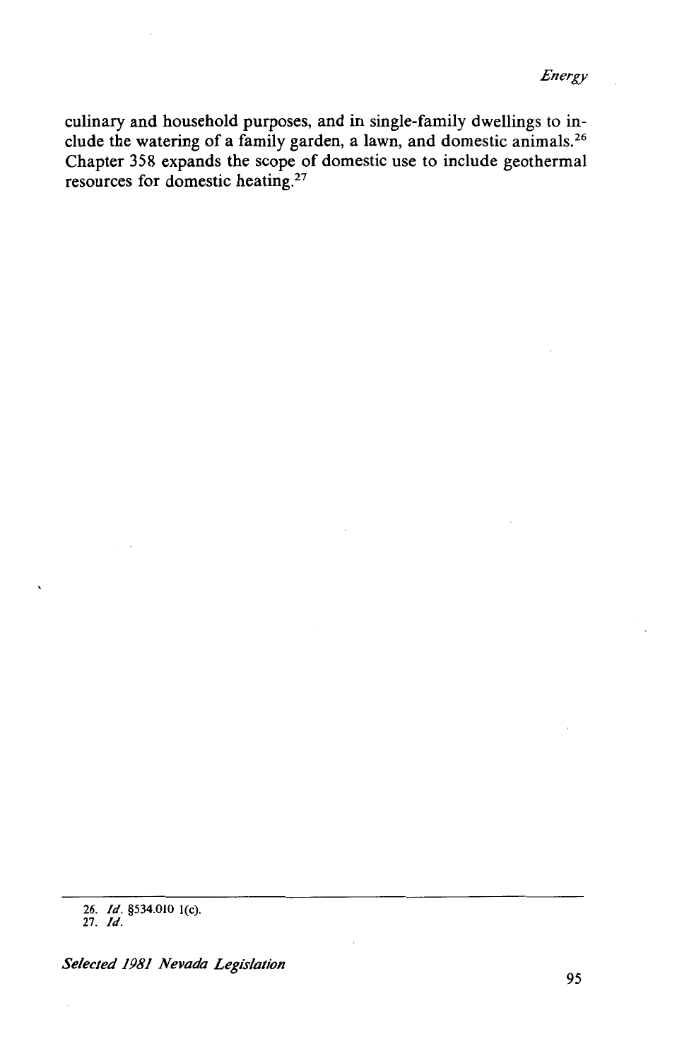culinary and household purposes, and in single-family dwellings to include the watering of a family garden, a lawn, and domestic animals.[26] Chapter 358 expands the scope of domestic use to include geothermal resources for domestic heating.[27]

---

26. *Id*. §534.010 1(c).
27. *Id*.